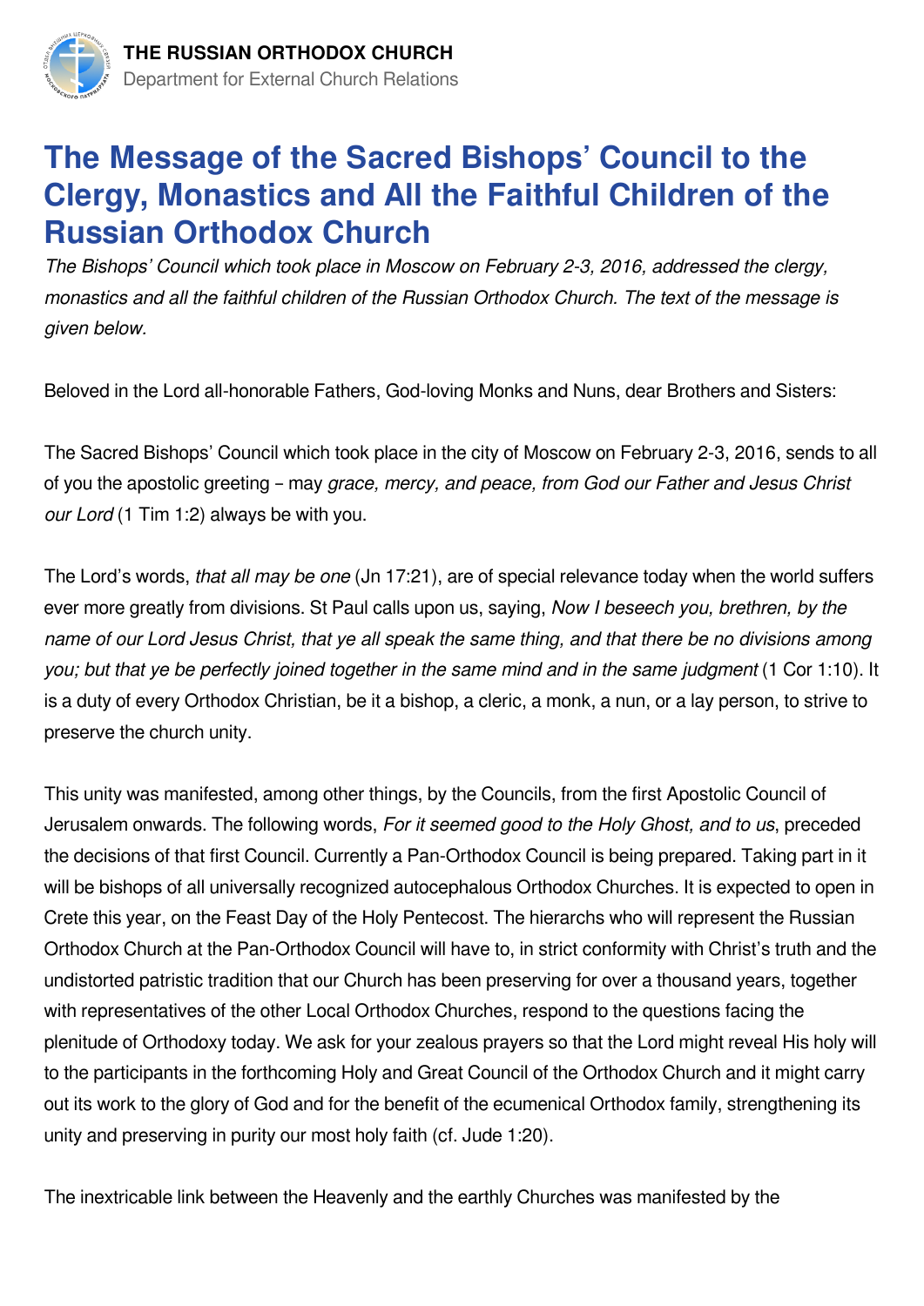# The Message of the Sacred Bishops' Council to the Clergy, Monastics and All the Faithful Children of the Russian Orthodox Church

*The Bishops' Council which took place in Moscow on February 2-3, 2016, addressed the clergy, monastics and all the faithful children of the Russian Orthodox Church. The text of the message is given below.*

Beloved in the Lord all-honorable Fathers, God-loving Monks and Nuns, dear Brothers and Sisters:

The Sacred Bishops' Council which took place in the city of Moscow on February 2-3, 2016, sends to all of you the apostolic greeting – may *grace, mercy, and peace, from God our Father and Jesus Christ our Lord* (1 Tim 1:2) always be with you.

The Lord's words, *that all may be one* (Jn 17:21), are of special relevance today when the world suffers ever more greatly from divisions. St Paul calls upon us, saying, *Now I beseech you, brethren, by the name of our Lord Jesus Christ, that ye all speak the same thing, and that there be no divisions among you; but that ye be perfectly joined together in the same mind and in the same judgment* (1 Cor 1:10). It is a duty of every Orthodox Christian, be it a bishop, a cleric, a monk, a nun, or a lay person, to strive to preserve the church unity.

This unity was manifested, among other things, by the Councils, from the first Apostolic Council of Jerusalem onwards. The following words, *For it seemed good to the Holy Ghost, and to us*, preceded the decisions of that first Council. Currently a Pan-Orthodox Council is being prepared. Taking part in it will be bishops of all universally recognized autocephalous Orthodox Churches. It is expected to open in Crete this year, on the Feast Day of the Holy Pentecost. The hierarchs who will represent the Russian Orthodox Church at the Pan-Orthodox Council will have to, in strict conformity with Christ's truth and the undistorted patristic tradition that our Church has been preserving for over a thousand years, together with representatives of the other Local Orthodox Churches, respond to the questions facing the plenitude of Orthodoxy today. We ask for your zealous prayers so that the Lord might reveal His holy will to the participants in the forthcoming Holy and Great Council of the Orthodox Church and it might carry out its work to the glory of God and for the benefit of the ecumenical Orthodox family, strengthening its unity and preserving in purity our most holy faith (cf. Jude 1:20).

The inextricable link between the Heavenly and the earthly Churches was manifested by the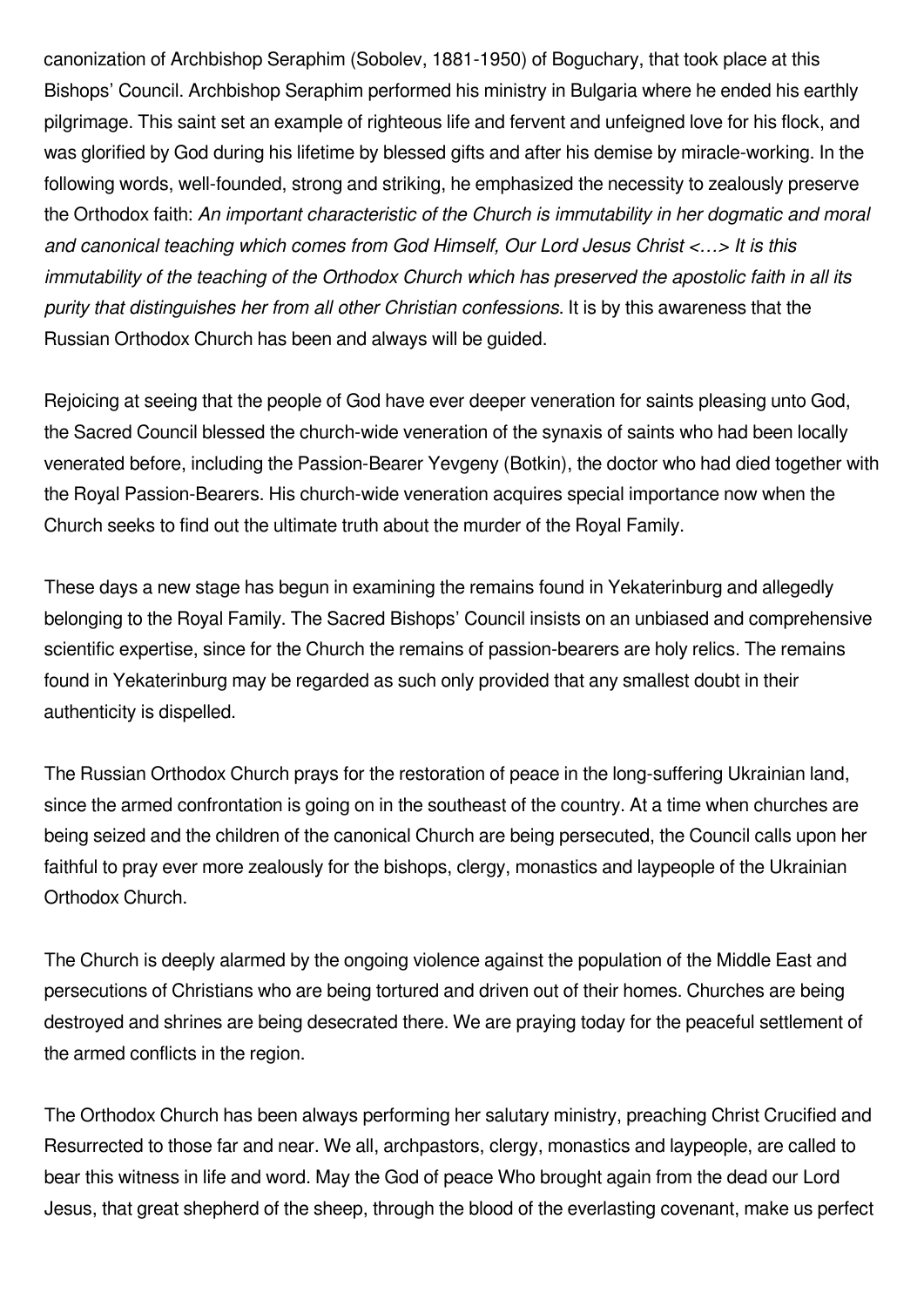canonization of Archbishop Seraphim (Sobolev, 1881-1950) of Boguchary, that took place at this Bishops' Council. Archbishop Seraphim performed his ministry in Bulgaria where he ended his earthly pilgrimage. This saint set an example of righteous life and fervent and unfeigned love for his flock, and was glorified by God during his lifetime by blessed gifts and after his demise by miracle-working. In the following words, well-founded, strong and striking, he emphasized the necessity to zealously preserve the Orthodox faith: *An important characteristic of the Church is immutability in her dogmatic and moral and canonical teaching which comes from God Himself, Our Lord Jesus Christ <…> It is this immutability of the teaching of the Orthodox Church which has preserved the apostolic faith in all its purity that distinguishes her from all other Christian confessions*. It is by this awareness that the Russian Orthodox Church has been and always will be guided.

Rejoicing at seeing that the people of God have ever deeper veneration for saints pleasing unto God, the Sacred Council blessed the church-wide veneration of the synaxis of saints who had been locally venerated before, including the Passion-Bearer Yevgeny (Botkin), the doctor who had died together with the Royal Passion-Bearers. His church-wide veneration acquires special importance now when the Church seeks to find out the ultimate truth about the murder of the Royal Family.

These days a new stage has begun in examining the remains found in Yekaterinburg and allegedly belonging to the Royal Family. The Sacred Bishops' Council insists on an unbiased and comprehensive scientific expertise, since for the Church the remains of passion-bearers are holy relics. The remains found in Yekaterinburg may be regarded as such only provided that any smallest doubt in their authenticity is dispelled.

The Russian Orthodox Church prays for the restoration of peace in the long-suffering Ukrainian land, since the armed confrontation is going on in the southeast of the country. At a time when churches are being seized and the children of the canonical Church are being persecuted, the Council calls upon her faithful to pray ever more zealously for the bishops, clergy, monastics and laypeople of the Ukrainian Orthodox Church.

The Church is deeply alarmed by the ongoing violence against the population of the Middle East and persecutions of Christians who are being tortured and driven out of their homes. Churches are being destroyed and shrines are being desecrated there. We are praying today for the peaceful settlement of the armed conflicts in the region.

The Orthodox Church has been always performing her salutary ministry, preaching Christ Crucified and Resurrected to those far and near. We all, archpastors, clergy, monastics and laypeople, are called to bear this witness in life and word. May the God of peace Who brought again from the dead our Lord Jesus, that great shepherd of the sheep, through the blood of the everlasting covenant, make us perfect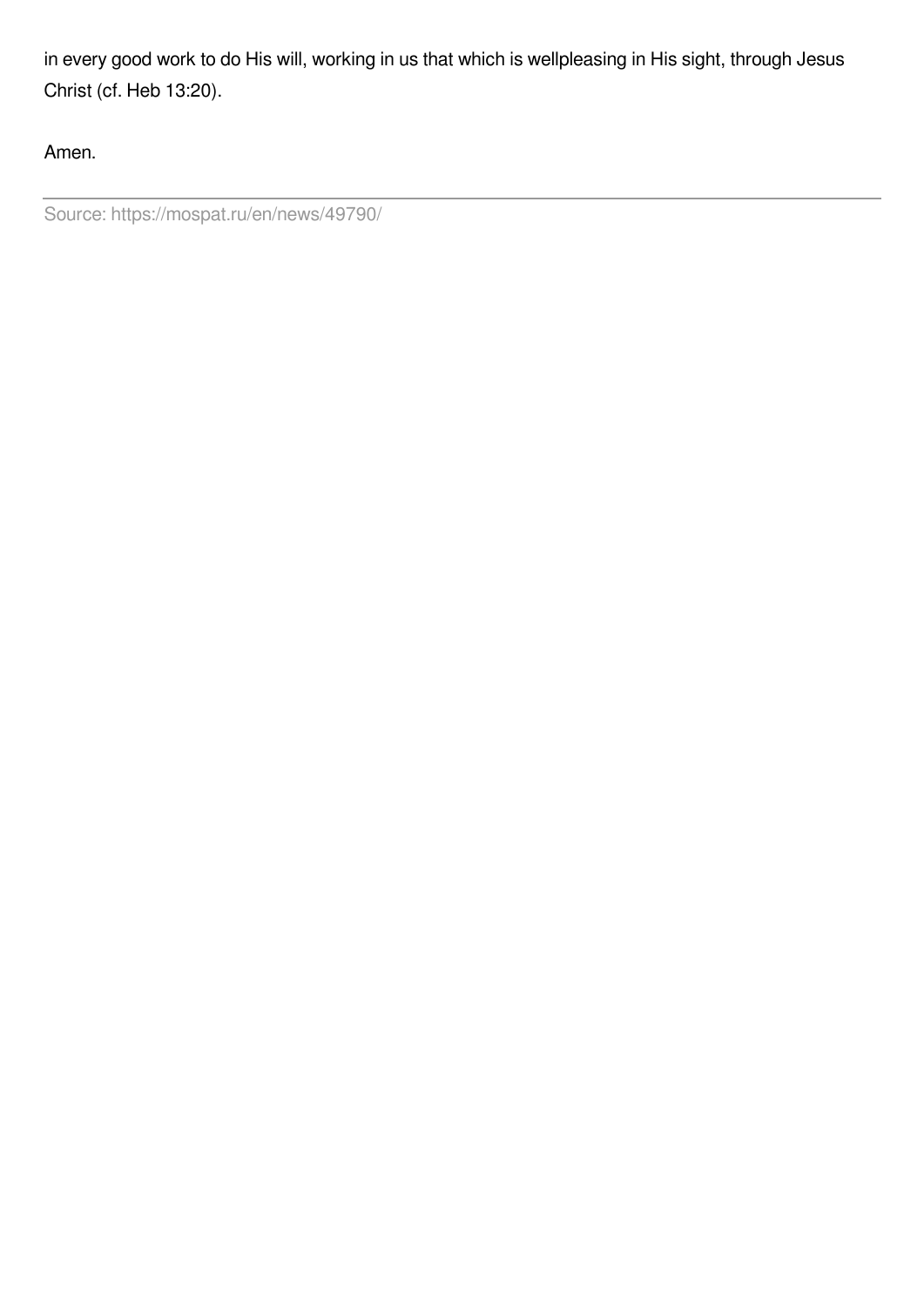in every good work to do His will, working in us that which is wellpleasing in His sight, through Jesus Christ (cf. Heb 13:20).

Amen.

---

Source: https://mospat.ru/en/news/49790/